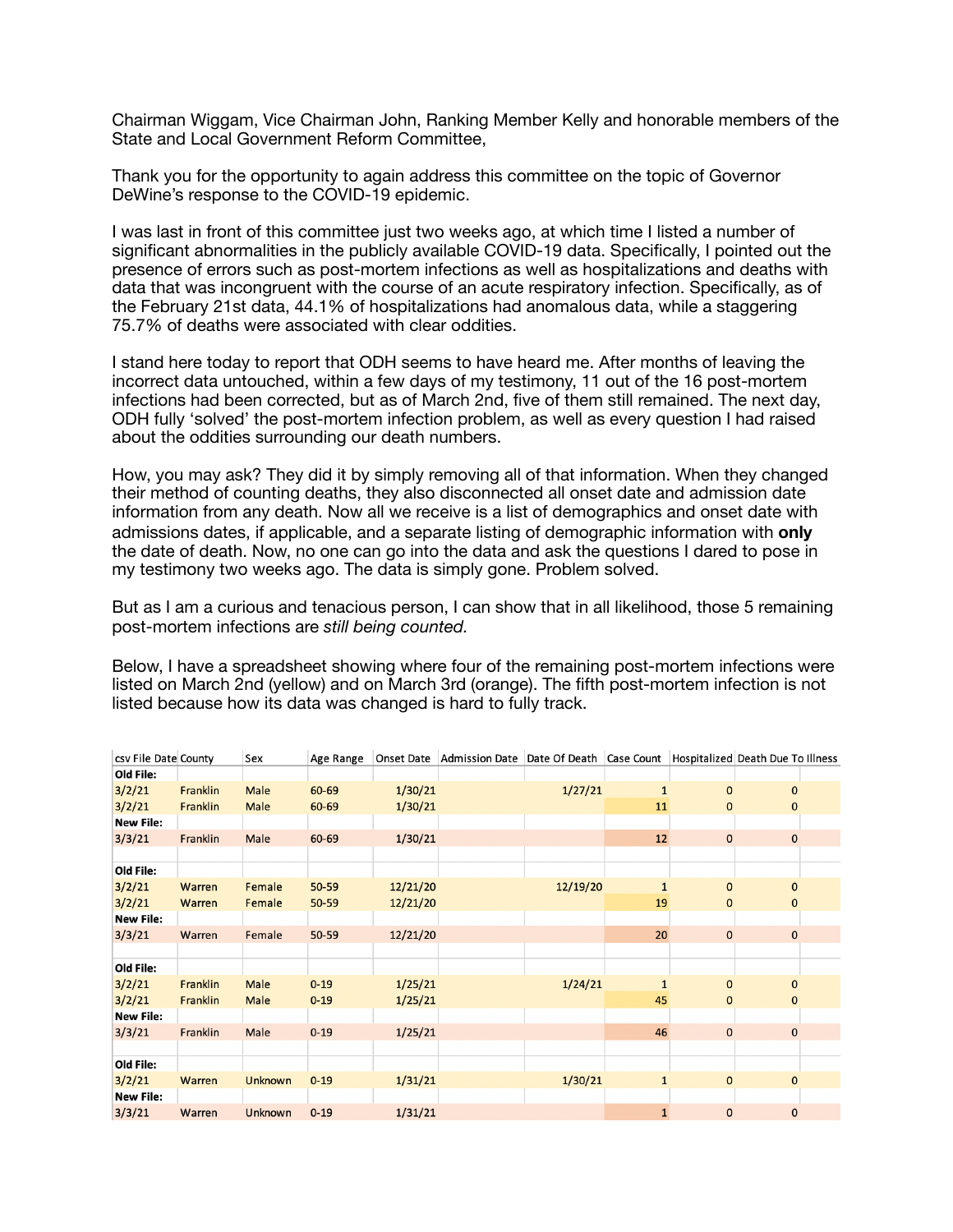Chairman Wiggam, Vice Chairman John, Ranking Member Kelly and honorable members of the State and Local Government Reform Committee,

Thank you for the opportunity to again address this committee on the topic of Governor DeWine's response to the COVID-19 epidemic.

I was last in front of this committee just two weeks ago, at which time I listed a number of significant abnormalities in the publicly available COVID-19 data. Specifically, I pointed out the presence of errors such as post-mortem infections as well as hospitalizations and deaths with data that was incongruent with the course of an acute respiratory infection. Specifically, as of the February 21st data, 44.1% of hospitalizations had anomalous data, while a staggering 75.7% of deaths were associated with clear oddities.

I stand here today to report that ODH seems to have heard me. After months of leaving the incorrect data untouched, within a few days of my testimony, 11 out of the 16 post-mortem infections had been corrected, but as of March 2nd, five of them still remained. The next day, ODH fully 'solved' the post-mortem infection problem, as well as every question I had raised about the oddities surrounding our death numbers.

How, you may ask? They did it by simply removing all of that information. When they changed their method of counting deaths, they also disconnected all onset date and admission date information from any death. Now all we receive is a list of demographics and onset date with admissions dates, if applicable, and a separate listing of demographic information with **only** the date of death. Now, no one can go into the data and ask the questions I dared to pose in my testimony two weeks ago. The data is simply gone. Problem solved.

But as I am a curious and tenacious person, I can show that in all likelihood, those 5 remaining post-mortem infections are *still being counted.*

Below, I have a spreadsheet showing where four of the remaining post-mortem infections were listed on March 2nd (yellow) and on March 3rd (orange). The fifth post-mortem infection is not listed because how its data was changed is hard to fully track.

| csv File Date | County | Sex | Age Range | Onset Date | Admission Date | Date Of Death | Case Count | Hospitalized | Death Due To Illness |
|---|---|---|---|---|---|---|---|---|---|
| **Old File:** | | | | | | | | | |
| 3/2/21 | Franklin | Male | 60-69 | 1/30/21 | | 1/27/21 | 1 | 0 | 0 |
| 3/2/21 | Franklin | Male | 60-69 | 1/30/21 | | | 11 | 0 | 0 |
| **New File:** | | | | | | | | | |
| 3/3/21 | Franklin | Male | 60-69 | 1/30/21 | | | 12 | 0 | 0 |
| | | | | | | | | | |
| **Old File:** | | | | | | | | | |
| 3/2/21 | Warren | Female | 50-59 | 12/21/20 | | 12/19/20 | 1 | 0 | 0 |
| 3/2/21 | Warren | Female | 50-59 | 12/21/20 | | | 19 | 0 | 0 |
| **New File:** | | | | | | | | | |
| 3/3/21 | Warren | Female | 50-59 | 12/21/20 | | | 20 | 0 | 0 |
| | | | | | | | | | |
| **Old File:** | | | | | | | | | |
| 3/2/21 | Franklin | Male | 0-19 | 1/25/21 | | 1/24/21 | 1 | 0 | 0 |
| 3/2/21 | Franklin | Male | 0-19 | 1/25/21 | | | 45 | 0 | 0 |
| **New File:** | | | | | | | | | |
| 3/3/21 | Franklin | Male | 0-19 | 1/25/21 | | | 46 | 0 | 0 |
| | | | | | | | | | |
| **Old File:** | | | | | | | | | |
| 3/2/21 | Warren | Unknown | 0-19 | 1/31/21 | | 1/30/21 | 1 | 0 | 0 |
| **New File:** | | | | | | | | | |
| 3/3/21 | Warren | Unknown | 0-19 | 1/31/21 | | | 1 | 0 | 0 |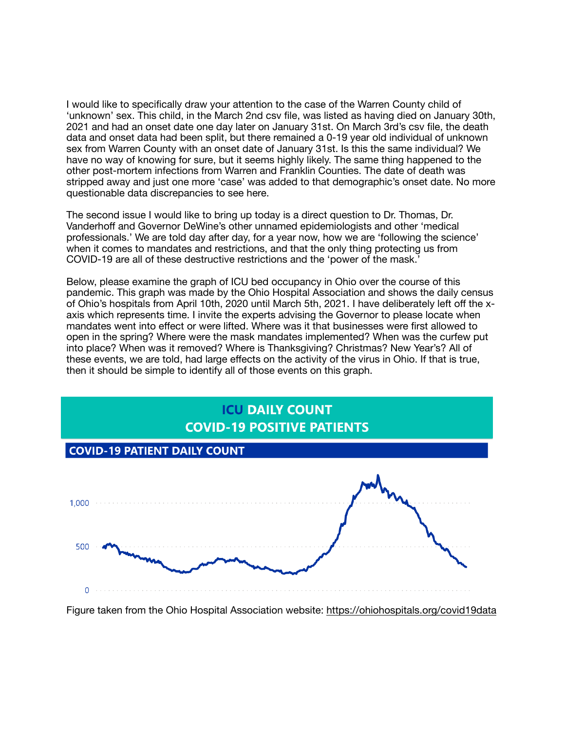I would like to specifically draw your attention to the case of the Warren County child of 'unknown' sex. This child, in the March 2nd csv file, was listed as having died on January 30th, 2021 and had an onset date one day later on January 31st. On March 3rd's csv file, the death data and onset data had been split, but there remained a 0-19 year old individual of unknown sex from Warren County with an onset date of January 31st. Is this the same individual? We have no way of knowing for sure, but it seems highly likely. The same thing happened to the other post-mortem infections from Warren and Franklin Counties. The date of death was stripped away and just one more 'case' was added to that demographic's onset date. No more questionable data discrepancies to see here.

The second issue I would like to bring up today is a direct question to Dr. Thomas, Dr. Vanderhoff and Governor DeWine's other unnamed epidemiologists and other 'medical professionals.' We are told day after day, for a year now, how we are 'following the science' when it comes to mandates and restrictions, and that the only thing protecting us from COVID-19 are all of these destructive restrictions and the 'power of the mask.'

Below, please examine the graph of ICU bed occupancy in Ohio over the course of this pandemic. This graph was made by the Ohio Hospital Association and shows the daily census of Ohio's hospitals from April 10th, 2020 until March 5th, 2021. I have deliberately left off the x-axis which represents time. I invite the experts advising the Governor to please locate when mandates went into effect or were lifted. Where was it that businesses were first allowed to open in the spring? Where were the mask mandates implemented? When was the curfew put into place? When was it removed? Where is Thanksgiving? Christmas? New Year's? All of these events, we are told, had large effects on the activity of the virus in Ohio. If that is true, then it should be simple to identify all of those events on this graph.

**ICU DAILY COUNT**
**COVID-19 POSITIVE PATIENTS**

**COVID-19 PATIENT DAILY COUNT**

Figure taken from the Ohio Hospital Association website: https://ohiohospitals.org/covid19data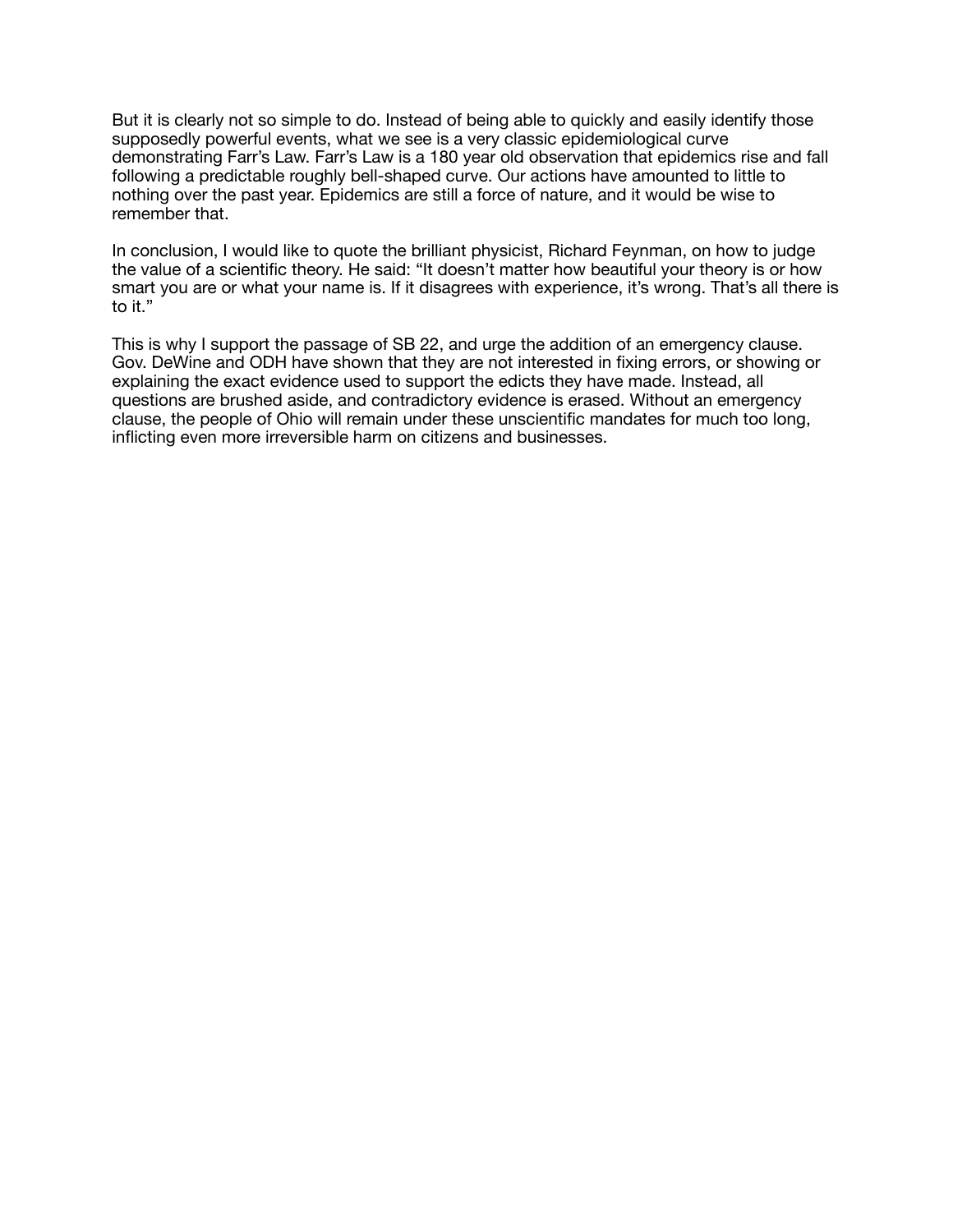But it is clearly not so simple to do. Instead of being able to quickly and easily identify those supposedly powerful events, what we see is a very classic epidemiological curve demonstrating Farr's Law. Farr's Law is a 180 year old observation that epidemics rise and fall following a predictable roughly bell-shaped curve. Our actions have amounted to little to nothing over the past year. Epidemics are still a force of nature, and it would be wise to remember that.

In conclusion, I would like to quote the brilliant physicist, Richard Feynman, on how to judge the value of a scientific theory. He said: "It doesn't matter how beautiful your theory is or how smart you are or what your name is. If it disagrees with experience, it's wrong. That's all there is to it."

This is why I support the passage of SB 22, and urge the addition of an emergency clause. Gov. DeWine and ODH have shown that they are not interested in fixing errors, or showing or explaining the exact evidence used to support the edicts they have made. Instead, all questions are brushed aside, and contradictory evidence is erased. Without an emergency clause, the people of Ohio will remain under these unscientific mandates for much too long, inflicting even more irreversible harm on citizens and businesses.